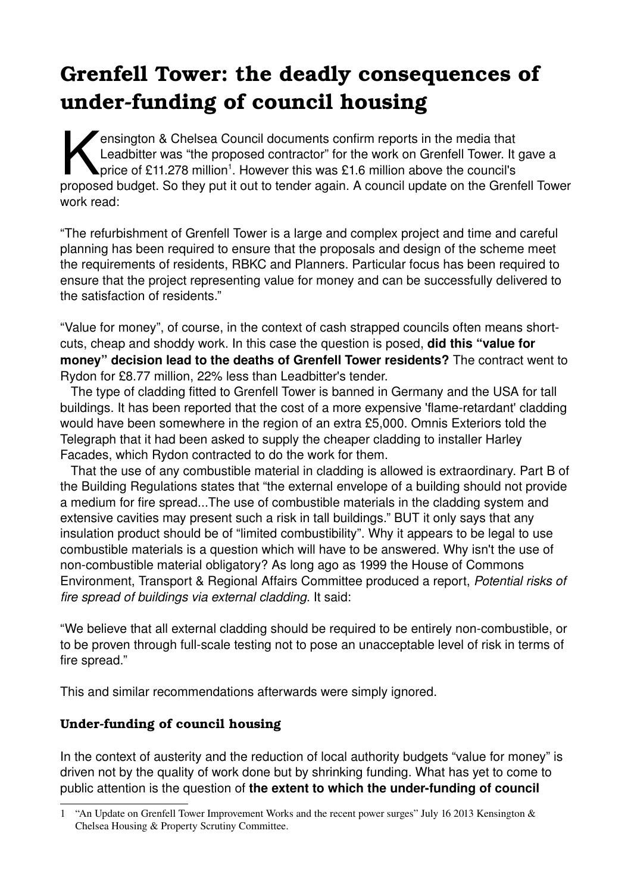# Grenfell Tower: the deadly consequences of under-funding of council housing

Kensington & Chelsea Council documents confirm reports in the media that Leadbitter was "the proposed contractor" for the work on Grenfell Tower. It gave a price of £11.278 million[1]. However this was £1.6 million above the council's proposed budget. So they put it out to tender again. A council update on the Grenfell Tower work read:

"The refurbishment of Grenfell Tower is a large and complex project and time and careful planning has been required to ensure that the proposals and design of the scheme meet the requirements of residents, RBKC and Planners. Particular focus has been required to ensure that the project representing value for money and can be successfully delivered to the satisfaction of residents."

"Value for money", of course, in the context of cash strapped councils often means short-cuts, cheap and shoddy work. In this case the question is posed, **did this "value for money" decision lead to the deaths of Grenfell Tower residents?** The contract went to Rydon for £8.77 million, 22% less than Leadbitter's tender.

The type of cladding fitted to Grenfell Tower is banned in Germany and the USA for tall buildings. It has been reported that the cost of a more expensive 'flame-retardant' cladding would have been somewhere in the region of an extra £5,000. Omnis Exteriors told the Telegraph that it had been asked to supply the cheaper cladding to installer Harley Facades, which Rydon contracted to do the work for them.

That the use of any combustible material in cladding is allowed is extraordinary. Part B of the Building Regulations states that "the external envelope of a building should not provide a medium for fire spread...The use of combustible materials in the cladding system and extensive cavities may present such a risk in tall buildings." BUT it only says that any insulation product should be of "limited combustibility". Why it appears to be legal to use combustible materials is a question which will have to be answered. Why isn't the use of non-combustible material obligatory? As long ago as 1999 the House of Commons Environment, Transport & Regional Affairs Committee produced a report, *Potential risks of fire spread of buildings via external cladding*. It said:

"We believe that all external cladding should be required to be entirely non-combustible, or to be proven through full-scale testing not to pose an unacceptable level of risk in terms of fire spread."

This and similar recommendations afterwards were simply ignored.

### Under-funding of council housing

In the context of austerity and the reduction of local authority budgets "value for money" is driven not by the quality of work done but by shrinking funding. What has yet to come to public attention is the question of **the extent to which the under-funding of council**

---

1 "An Update on Grenfell Tower Improvement Works and the recent power surges" July 16 2013 Kensington & Chelsea Housing & Property Scrutiny Committee.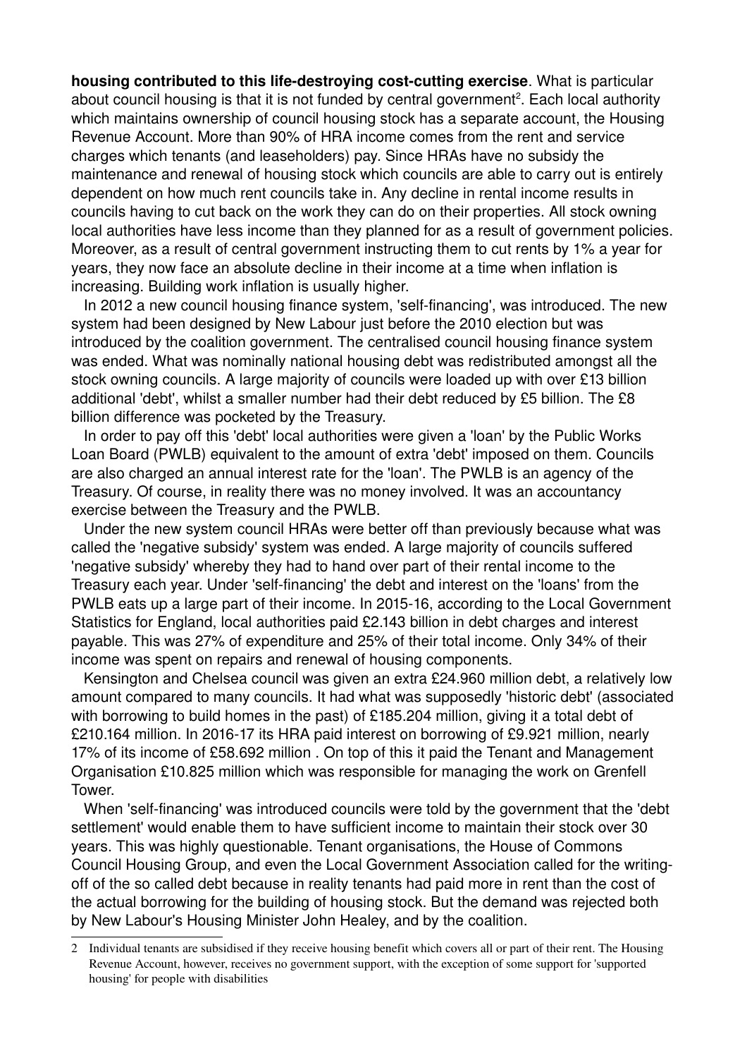**housing contributed to this life-destroying cost-cutting exercise**. What is particular about council housing is that it is not funded by central government[2]. Each local authority which maintains ownership of council housing stock has a separate account, the Housing Revenue Account. More than 90% of HRA income comes from the rent and service charges which tenants (and leaseholders) pay. Since HRAs have no subsidy the maintenance and renewal of housing stock which councils are able to carry out is entirely dependent on how much rent councils take in. Any decline in rental income results in councils having to cut back on the work they can do on their properties. All stock owning local authorities have less income than they planned for as a result of government policies. Moreover, as a result of central government instructing them to cut rents by 1% a year for years, they now face an absolute decline in their income at a time when inflation is increasing. Building work inflation is usually higher.

In 2012 a new council housing finance system, 'self-financing', was introduced. The new system had been designed by New Labour just before the 2010 election but was introduced by the coalition government. The centralised council housing finance system was ended. What was nominally national housing debt was redistributed amongst all the stock owning councils. A large majority of councils were loaded up with over £13 billion additional 'debt', whilst a smaller number had their debt reduced by £5 billion. The £8 billion difference was pocketed by the Treasury.

In order to pay off this 'debt' local authorities were given a 'loan' by the Public Works Loan Board (PWLB) equivalent to the amount of extra 'debt' imposed on them. Councils are also charged an annual interest rate for the 'loan'. The PWLB is an agency of the Treasury. Of course, in reality there was no money involved. It was an accountancy exercise between the Treasury and the PWLB.

Under the new system council HRAs were better off than previously because what was called the 'negative subsidy' system was ended. A large majority of councils suffered 'negative subsidy' whereby they had to hand over part of their rental income to the Treasury each year. Under 'self-financing' the debt and interest on the 'loans' from the PWLB eats up a large part of their income. In 2015-16, according to the Local Government Statistics for England, local authorities paid £2.143 billion in debt charges and interest payable. This was 27% of expenditure and 25% of their total income. Only 34% of their income was spent on repairs and renewal of housing components.

Kensington and Chelsea council was given an extra £24.960 million debt, a relatively low amount compared to many councils. It had what was supposedly 'historic debt' (associated with borrowing to build homes in the past) of £185.204 million, giving it a total debt of £210.164 million. In 2016-17 its HRA paid interest on borrowing of £9.921 million, nearly 17% of its income of £58.692 million . On top of this it paid the Tenant and Management Organisation £10.825 million which was responsible for managing the work on Grenfell Tower.

When 'self-financing' was introduced councils were told by the government that the 'debt settlement' would enable them to have sufficient income to maintain their stock over 30 years. This was highly questionable. Tenant organisations, the House of Commons Council Housing Group, and even the Local Government Association called for the writing-off of the so called debt because in reality tenants had paid more in rent than the cost of the actual borrowing for the building of housing stock. But the demand was rejected both by New Labour's Housing Minister John Healey, and by the coalition.

---

2 Individual tenants are subsidised if they receive housing benefit which covers all or part of their rent. The Housing Revenue Account, however, receives no government support, with the exception of some support for 'supported housing' for people with disabilities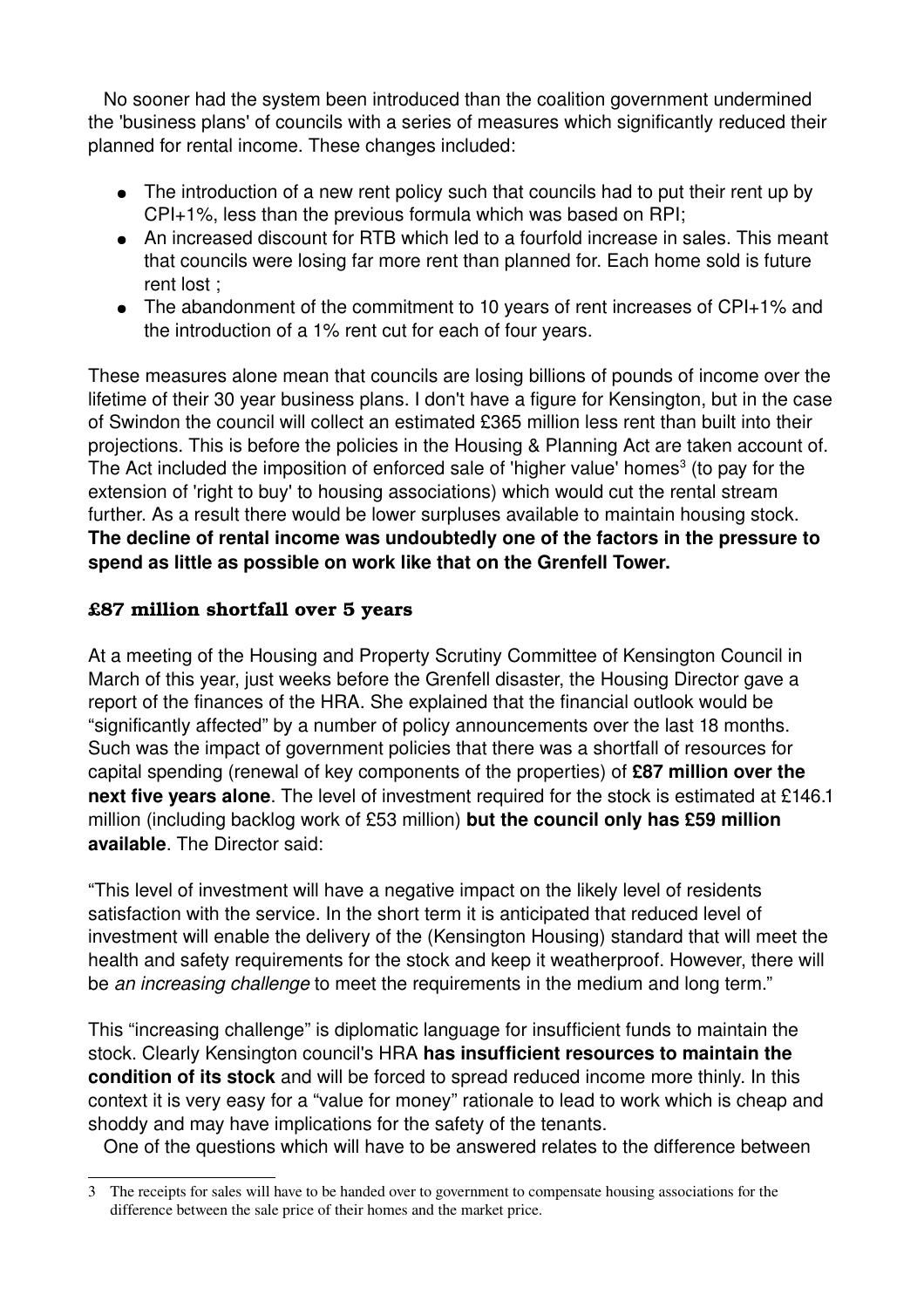No sooner had the system been introduced than the coalition government undermined the 'business plans' of councils with a series of measures which significantly reduced their planned for rental income. These changes included:

- The introduction of a new rent policy such that councils had to put their rent up by CPI+1%, less than the previous formula which was based on RPI;
- An increased discount for RTB which led to a fourfold increase in sales. This meant that councils were losing far more rent than planned for. Each home sold is future rent lost ;
- The abandonment of the commitment to 10 years of rent increases of CPI+1% and the introduction of a 1% rent cut for each of four years.

These measures alone mean that councils are losing billions of pounds of income over the lifetime of their 30 year business plans. I don't have a figure for Kensington, but in the case of Swindon the council will collect an estimated £365 million less rent than built into their projections. This is before the policies in the Housing & Planning Act are taken account of. The Act included the imposition of enforced sale of 'higher value' homes[3] (to pay for the extension of 'right to buy' to housing associations) which would cut the rental stream further. As a result there would be lower surpluses available to maintain housing stock. **The decline of rental income was undoubtedly one of the factors in the pressure to spend as little as possible on work like that on the Grenfell Tower.**

## £87 million shortfall over 5 years

At a meeting of the Housing and Property Scrutiny Committee of Kensington Council in March of this year, just weeks before the Grenfell disaster, the Housing Director gave a report of the finances of the HRA. She explained that the financial outlook would be "significantly affected" by a number of policy announcements over the last 18 months. Such was the impact of government policies that there was a shortfall of resources for capital spending (renewal of key components of the properties) of **£87 million over the next five years alone**. The level of investment required for the stock is estimated at £146.1 million (including backlog work of £53 million) **but the council only has £59 million available**. The Director said:

"This level of investment will have a negative impact on the likely level of residents satisfaction with the service. In the short term it is anticipated that reduced level of investment will enable the delivery of the (Kensington Housing) standard that will meet the health and safety requirements for the stock and keep it weatherproof. However, there will be *an increasing challenge* to meet the requirements in the medium and long term."

This "increasing challenge" is diplomatic language for insufficient funds to maintain the stock. Clearly Kensington council's HRA **has insufficient resources to maintain the condition of its stock** and will be forced to spread reduced income more thinly. In this context it is very easy for a "value for money" rationale to lead to work which is cheap and shoddy and may have implications for the safety of the tenants.

One of the questions which will have to be answered relates to the difference between

---

3 The receipts for sales will have to be handed over to government to compensate housing associations for the difference between the sale price of their homes and the market price.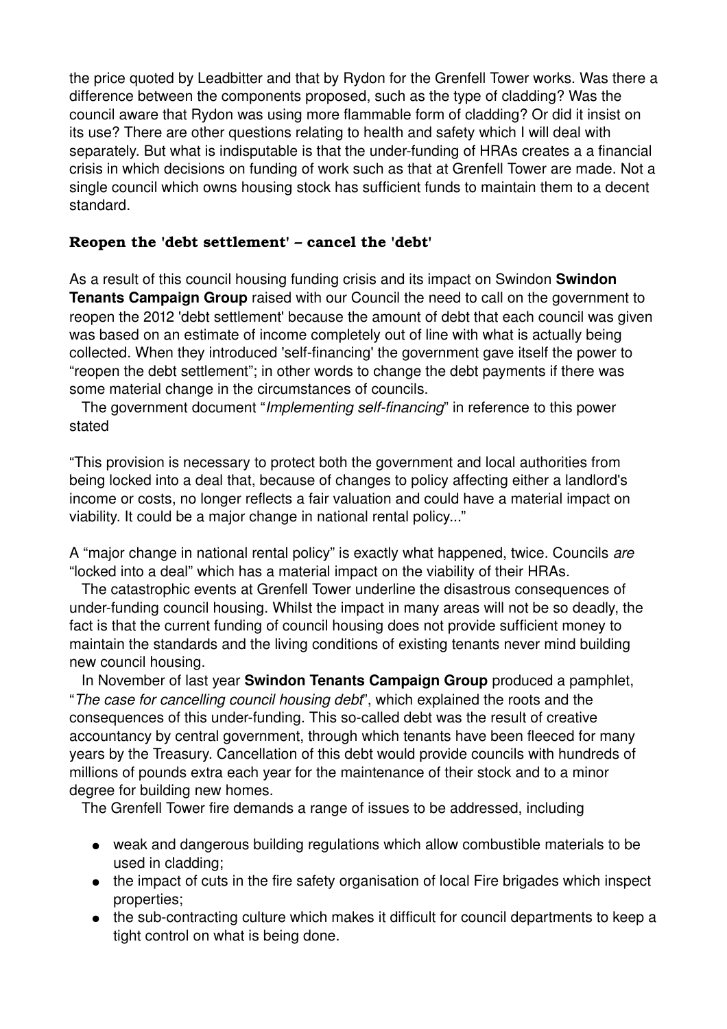the price quoted by Leadbitter and that by Rydon for the Grenfell Tower works. Was there a difference between the components proposed, such as the type of cladding? Was the council aware that Rydon was using more flammable form of cladding? Or did it insist on its use? There are other questions relating to health and safety which I will deal with separately. But what is indisputable is that the under-funding of HRAs creates a a financial crisis in which decisions on funding of work such as that at Grenfell Tower are made. Not a single council which owns housing stock has sufficient funds to maintain them to a decent standard.

### Reopen the 'debt settlement' – cancel the 'debt'

As a result of this council housing funding crisis and its impact on Swindon **Swindon Tenants Campaign Group** raised with our Council the need to call on the government to reopen the 2012 'debt settlement' because the amount of debt that each council was given was based on an estimate of income completely out of line with what is actually being collected. When they introduced 'self-financing' the government gave itself the power to "reopen the debt settlement"; in other words to change the debt payments if there was some material change in the circumstances of councils.

The government document "*Implementing self-financing*" in reference to this power stated

"This provision is necessary to protect both the government and local authorities from being locked into a deal that, because of changes to policy affecting either a landlord's income or costs, no longer reflects a fair valuation and could have a material impact on viability. It could be a major change in national rental policy..."

A "major change in national rental policy" is exactly what happened, twice. Councils *are* "locked into a deal" which has a material impact on the viability of their HRAs.

The catastrophic events at Grenfell Tower underline the disastrous consequences of under-funding council housing. Whilst the impact in many areas will not be so deadly, the fact is that the current funding of council housing does not provide sufficient money to maintain the standards and the living conditions of existing tenants never mind building new council housing.

In November of last year **Swindon Tenants Campaign Group** produced a pamphlet, "*The case for cancelling council housing debt*", which explained the roots and the consequences of this under-funding. This so-called debt was the result of creative accountancy by central government, through which tenants have been fleeced for many years by the Treasury. Cancellation of this debt would provide councils with hundreds of millions of pounds extra each year for the maintenance of their stock and to a minor degree for building new homes.

The Grenfell Tower fire demands a range of issues to be addressed, including

- weak and dangerous building regulations which allow combustible materials to be used in cladding;
- the impact of cuts in the fire safety organisation of local Fire brigades which inspect properties;
- the sub-contracting culture which makes it difficult for council departments to keep a tight control on what is being done.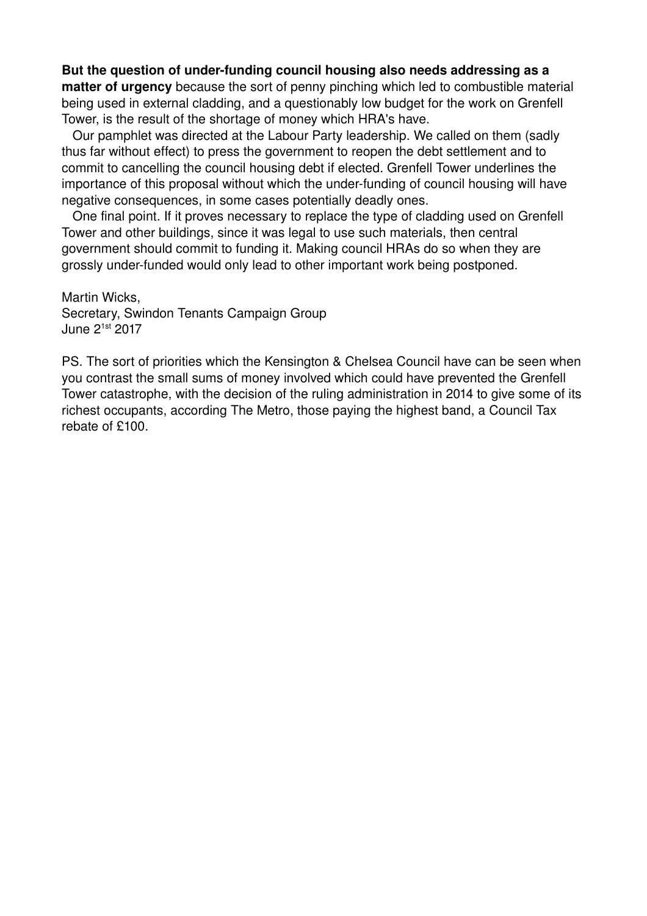**But the question of under-funding council housing also needs addressing as a matter of urgency** because the sort of penny pinching which led to combustible material being used in external cladding, and a questionably low budget for the work on Grenfell Tower, is the result of the shortage of money which HRA's have.

Our pamphlet was directed at the Labour Party leadership. We called on them (sadly thus far without effect) to press the government to reopen the debt settlement and to commit to cancelling the council housing debt if elected. Grenfell Tower underlines the importance of this proposal without which the under-funding of council housing will have negative consequences, in some cases potentially deadly ones.

One final point. If it proves necessary to replace the type of cladding used on Grenfell Tower and other buildings, since it was legal to use such materials, then central government should commit to funding it. Making council HRAs do so when they are grossly under-funded would only lead to other important work being postponed.

Martin Wicks,
Secretary, Swindon Tenants Campaign Group
June 21st 2017

PS. The sort of priorities which the Kensington & Chelsea Council have can be seen when you contrast the small sums of money involved which could have prevented the Grenfell Tower catastrophe, with the decision of the ruling administration in 2014 to give some of its richest occupants, according The Metro, those paying the highest band, a Council Tax rebate of £100.